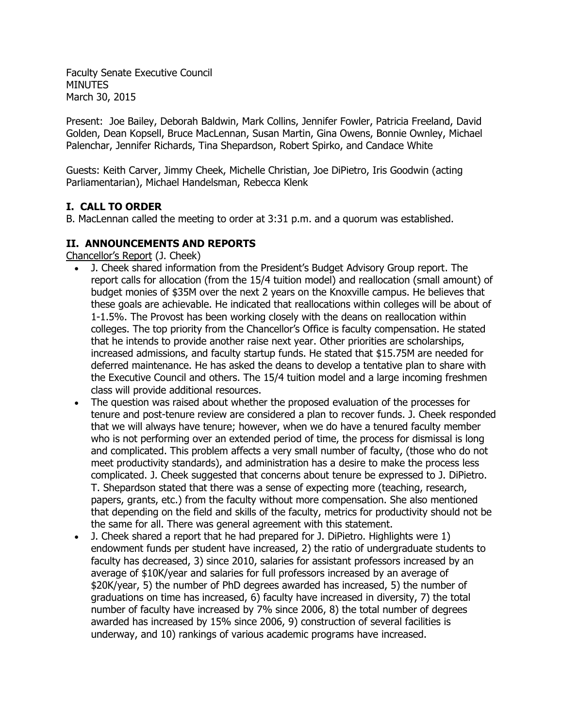Faculty Senate Executive Council
MINUTES
March 30, 2015

Present: Joe Bailey, Deborah Baldwin, Mark Collins, Jennifer Fowler, Patricia Freeland, David Golden, Dean Kopsell, Bruce MacLennan, Susan Martin, Gina Owens, Bonnie Ownley, Michael Palenchar, Jennifer Richards, Tina Shepardson, Robert Spirko, and Candace White

Guests: Keith Carver, Jimmy Cheek, Michelle Christian, Joe DiPietro, Iris Goodwin (acting Parliamentarian), Michael Handelsman, Rebecca Klenk

## I. CALL TO ORDER

B. MacLennan called the meeting to order at 3:31 p.m. and a quorum was established.

## II. ANNOUNCEMENTS AND REPORTS

Chancellor's Report (J. Cheek)

- J. Cheek shared information from the President's Budget Advisory Group report. The report calls for allocation (from the 15/4 tuition model) and reallocation (small amount) of budget monies of $35M over the next 2 years on the Knoxville campus. He believes that these goals are achievable. He indicated that reallocations within colleges will be about of 1-1.5%. The Provost has been working closely with the deans on reallocation within colleges. The top priority from the Chancellor's Office is faculty compensation. He stated that he intends to provide another raise next year. Other priorities are scholarships, increased admissions, and faculty startup funds. He stated that $15.75M are needed for deferred maintenance. He has asked the deans to develop a tentative plan to share with the Executive Council and others. The 15/4 tuition model and a large incoming freshmen class will provide additional resources.
- The question was raised about whether the proposed evaluation of the processes for tenure and post-tenure review are considered a plan to recover funds. J. Cheek responded that we will always have tenure; however, when we do have a tenured faculty member who is not performing over an extended period of time, the process for dismissal is long and complicated. This problem affects a very small number of faculty, (those who do not meet productivity standards), and administration has a desire to make the process less complicated. J. Cheek suggested that concerns about tenure be expressed to J. DiPietro. T. Shepardson stated that there was a sense of expecting more (teaching, research, papers, grants, etc.) from the faculty without more compensation. She also mentioned that depending on the field and skills of the faculty, metrics for productivity should not be the same for all. There was general agreement with this statement.
- J. Cheek shared a report that he had prepared for J. DiPietro. Highlights were 1) endowment funds per student have increased, 2) the ratio of undergraduate students to faculty has decreased, 3) since 2010, salaries for assistant professors increased by an average of $10K/year and salaries for full professors increased by an average of $20K/year, 5) the number of PhD degrees awarded has increased, 5) the number of graduations on time has increased, 6) faculty have increased in diversity, 7) the total number of faculty have increased by 7% since 2006, 8) the total number of degrees awarded has increased by 15% since 2006, 9) construction of several facilities is underway, and 10) rankings of various academic programs have increased.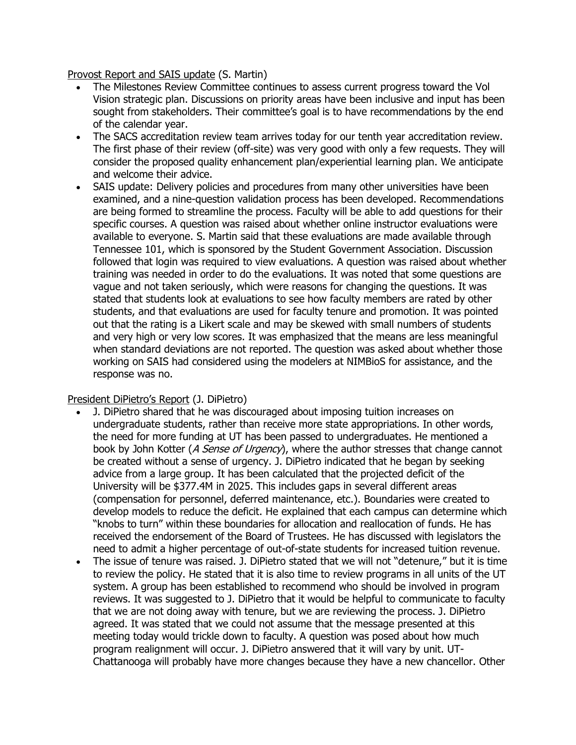<u>Provost Report and SAIS update</u> (S. Martin)

- The Milestones Review Committee continues to assess current progress toward the Vol Vision strategic plan. Discussions on priority areas have been inclusive and input has been sought from stakeholders. Their committee's goal is to have recommendations by the end of the calendar year.
- The SACS accreditation review team arrives today for our tenth year accreditation review. The first phase of their review (off-site) was very good with only a few requests. They will consider the proposed quality enhancement plan/experiential learning plan. We anticipate and welcome their advice.
- SAIS update: Delivery policies and procedures from many other universities have been examined, and a nine-question validation process has been developed. Recommendations are being formed to streamline the process. Faculty will be able to add questions for their specific courses. A question was raised about whether online instructor evaluations were available to everyone. S. Martin said that these evaluations are made available through Tennessee 101, which is sponsored by the Student Government Association. Discussion followed that login was required to view evaluations. A question was raised about whether training was needed in order to do the evaluations. It was noted that some questions are vague and not taken seriously, which were reasons for changing the questions. It was stated that students look at evaluations to see how faculty members are rated by other students, and that evaluations are used for faculty tenure and promotion. It was pointed out that the rating is a Likert scale and may be skewed with small numbers of students and very high or very low scores. It was emphasized that the means are less meaningful when standard deviations are not reported. The question was asked about whether those working on SAIS had considered using the modelers at NIMBioS for assistance, and the response was no.

<u>President DiPietro's Report</u> (J. DiPietro)

- J. DiPietro shared that he was discouraged about imposing tuition increases on undergraduate students, rather than receive more state appropriations. In other words, the need for more funding at UT has been passed to undergraduates. He mentioned a book by John Kotter (*A Sense of Urgency*), where the author stresses that change cannot be created without a sense of urgency. J. DiPietro indicated that he began by seeking advice from a large group. It has been calculated that the projected deficit of the University will be $377.4M in 2025. This includes gaps in several different areas (compensation for personnel, deferred maintenance, etc.). Boundaries were created to develop models to reduce the deficit. He explained that each campus can determine which "knobs to turn" within these boundaries for allocation and reallocation of funds. He has received the endorsement of the Board of Trustees. He has discussed with legislators the need to admit a higher percentage of out-of-state students for increased tuition revenue.
- The issue of tenure was raised. J. DiPietro stated that we will not "detenure," but it is time to review the policy. He stated that it is also time to review programs in all units of the UT system. A group has been established to recommend who should be involved in program reviews. It was suggested to J. DiPietro that it would be helpful to communicate to faculty that we are not doing away with tenure, but we are reviewing the process. J. DiPietro agreed. It was stated that we could not assume that the message presented at this meeting today would trickle down to faculty. A question was posed about how much program realignment will occur. J. DiPietro answered that it will vary by unit. UT-Chattanooga will probably have more changes because they have a new chancellor. Other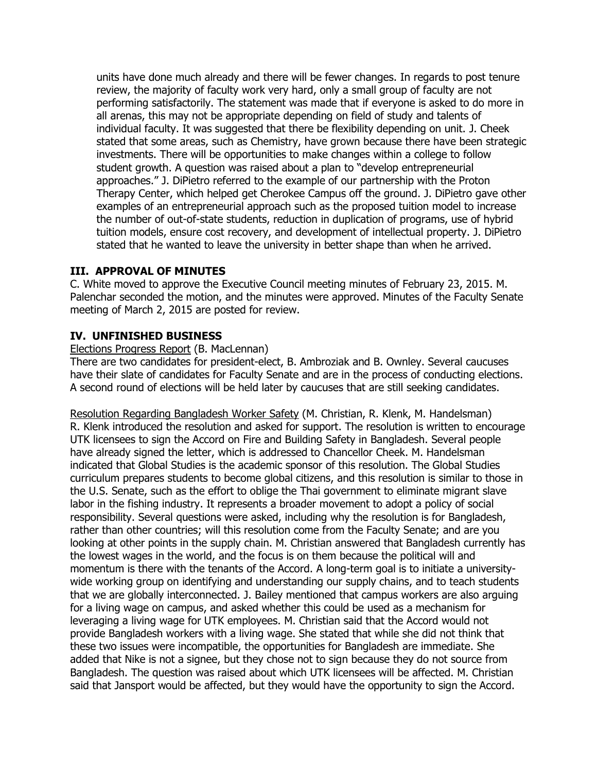units have done much already and there will be fewer changes. In regards to post tenure review, the majority of faculty work very hard, only a small group of faculty are not performing satisfactorily. The statement was made that if everyone is asked to do more in all arenas, this may not be appropriate depending on field of study and talents of individual faculty. It was suggested that there be flexibility depending on unit. J. Cheek stated that some areas, such as Chemistry, have grown because there have been strategic investments. There will be opportunities to make changes within a college to follow student growth. A question was raised about a plan to "develop entrepreneurial approaches." J. DiPietro referred to the example of our partnership with the Proton Therapy Center, which helped get Cherokee Campus off the ground. J. DiPietro gave other examples of an entrepreneurial approach such as the proposed tuition model to increase the number of out-of-state students, reduction in duplication of programs, use of hybrid tuition models, ensure cost recovery, and development of intellectual property. J. DiPietro stated that he wanted to leave the university in better shape than when he arrived.

## III. APPROVAL OF MINUTES

C. White moved to approve the Executive Council meeting minutes of February 23, 2015. M. Palenchar seconded the motion, and the minutes were approved. Minutes of the Faculty Senate meeting of March 2, 2015 are posted for review.

## IV. UNFINISHED BUSINESS

Elections Progress Report (B. MacLennan)

There are two candidates for president-elect, B. Ambroziak and B. Ownley. Several caucuses have their slate of candidates for Faculty Senate and are in the process of conducting elections. A second round of elections will be held later by caucuses that are still seeking candidates.

Resolution Regarding Bangladesh Worker Safety (M. Christian, R. Klenk, M. Handelsman)

R. Klenk introduced the resolution and asked for support. The resolution is written to encourage UTK licensees to sign the Accord on Fire and Building Safety in Bangladesh. Several people have already signed the letter, which is addressed to Chancellor Cheek. M. Handelsman indicated that Global Studies is the academic sponsor of this resolution. The Global Studies curriculum prepares students to become global citizens, and this resolution is similar to those in the U.S. Senate, such as the effort to oblige the Thai government to eliminate migrant slave labor in the fishing industry. It represents a broader movement to adopt a policy of social responsibility. Several questions were asked, including why the resolution is for Bangladesh, rather than other countries; will this resolution come from the Faculty Senate; and are you looking at other points in the supply chain. M. Christian answered that Bangladesh currently has the lowest wages in the world, and the focus is on them because the political will and momentum is there with the tenants of the Accord. A long-term goal is to initiate a university-wide working group on identifying and understanding our supply chains, and to teach students that we are globally interconnected. J. Bailey mentioned that campus workers are also arguing for a living wage on campus, and asked whether this could be used as a mechanism for leveraging a living wage for UTK employees. M. Christian said that the Accord would not provide Bangladesh workers with a living wage. She stated that while she did not think that these two issues were incompatible, the opportunities for Bangladesh are immediate. She added that Nike is not a signee, but they chose not to sign because they do not source from Bangladesh. The question was raised about which UTK licensees will be affected. M. Christian said that Jansport would be affected, but they would have the opportunity to sign the Accord.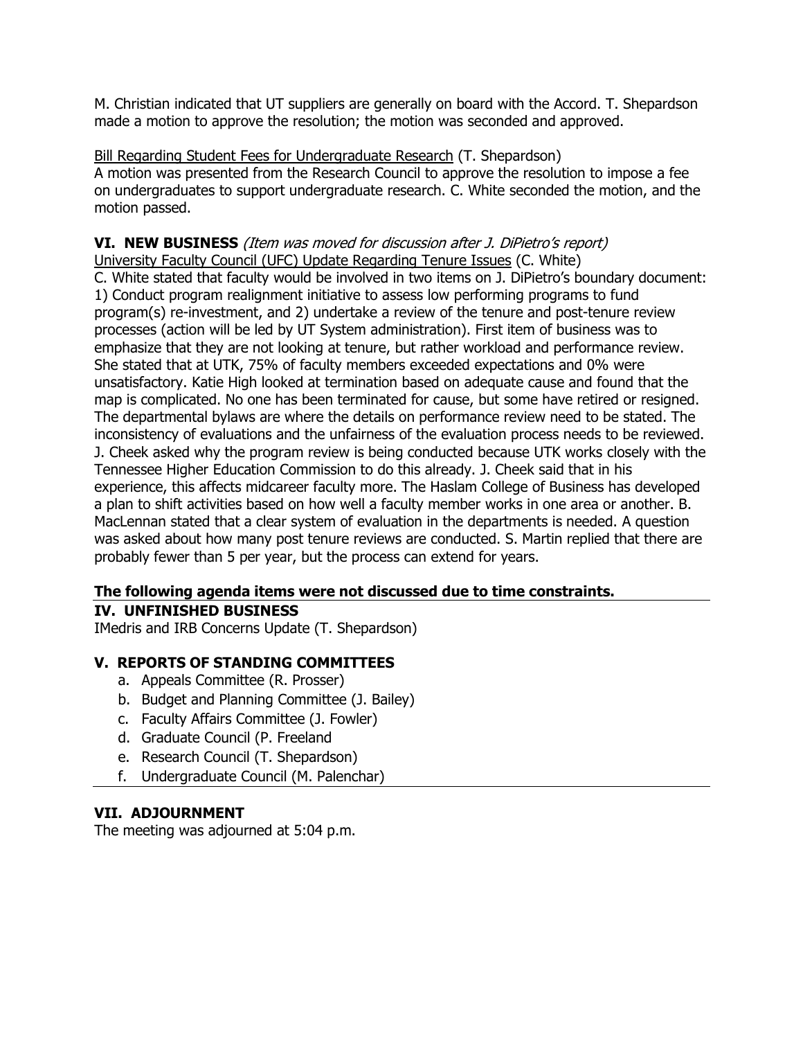M. Christian indicated that UT suppliers are generally on board with the Accord. T. Shepardson made a motion to approve the resolution; the motion was seconded and approved.

Bill Regarding Student Fees for Undergraduate Research (T. Shepardson)
A motion was presented from the Research Council to approve the resolution to impose a fee on undergraduates to support undergraduate research. C. White seconded the motion, and the motion passed.

## VI. NEW BUSINESS *(Item was moved for discussion after J. DiPietro's report)*

University Faculty Council (UFC) Update Regarding Tenure Issues (C. White)
C. White stated that faculty would be involved in two items on J. DiPietro's boundary document: 1) Conduct program realignment initiative to assess low performing programs to fund program(s) re-investment, and 2) undertake a review of the tenure and post-tenure review processes (action will be led by UT System administration). First item of business was to emphasize that they are not looking at tenure, but rather workload and performance review. She stated that at UTK, 75% of faculty members exceeded expectations and 0% were unsatisfactory. Katie High looked at termination based on adequate cause and found that the map is complicated. No one has been terminated for cause, but some have retired or resigned. The departmental bylaws are where the details on performance review need to be stated. The inconsistency of evaluations and the unfairness of the evaluation process needs to be reviewed. J. Cheek asked why the program review is being conducted because UTK works closely with the Tennessee Higher Education Commission to do this already. J. Cheek said that in his experience, this affects midcareer faculty more. The Haslam College of Business has developed a plan to shift activities based on how well a faculty member works in one area or another. B. MacLennan stated that a clear system of evaluation in the departments is needed. A question was asked about how many post tenure reviews are conducted. S. Martin replied that there are probably fewer than 5 per year, but the process can extend for years.

**The following agenda items were not discussed due to time constraints.**

## IV. UNFINISHED BUSINESS

IMedris and IRB Concerns Update (T. Shepardson)

## V. REPORTS OF STANDING COMMITTEES

a. Appeals Committee (R. Prosser)
b. Budget and Planning Committee (J. Bailey)
c. Faculty Affairs Committee (J. Fowler)
d. Graduate Council (P. Freeland
e. Research Council (T. Shepardson)
f. Undergraduate Council (M. Palenchar)

## VII. ADJOURNMENT

The meeting was adjourned at 5:04 p.m.